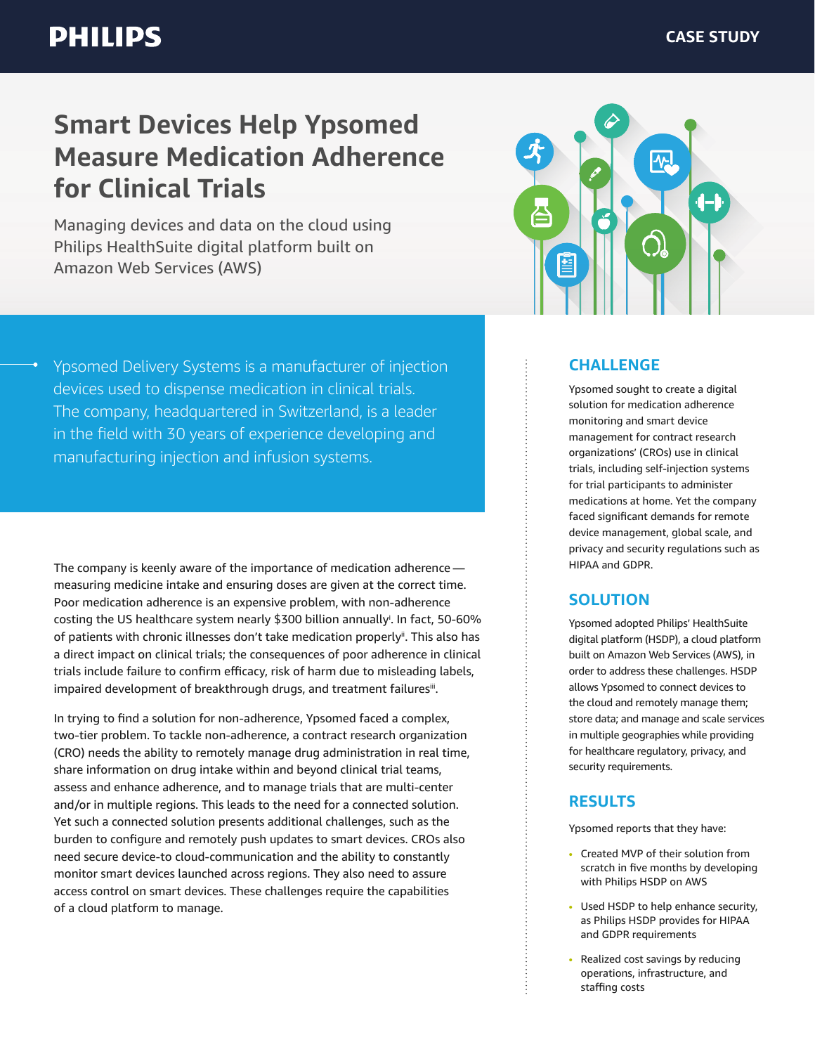PHILIPS

CASE STUDY

# Smart Devices Help Ypsomed Measure Medication Adherence for Clinical Trials

Managing devices and data on the cloud using Philips HealthSuite digital platform built on Amazon Web Services (AWS)

Ypsomed Delivery Systems is a manufacturer of injection devices used to dispense medication in clinical trials. The company, headquartered in Switzerland, is a leader in the field with 30 years of experience developing and manufacturing injection and infusion systems.

The company is keenly aware of the importance of medication adherence — measuring medicine intake and ensuring doses are given at the correct time. Poor medication adherence is an expensive problem, with non-adherence costing the US healthcare system nearly $300 billion annually[i]. In fact, 50-60% of patients with chronic illnesses don't take medication properly[ii]. This also has a direct impact on clinical trials; the consequences of poor adherence in clinical trials include failure to confirm efficacy, risk of harm due to misleading labels, impaired development of breakthrough drugs, and treatment failures[iii].

In trying to find a solution for non-adherence, Ypsomed faced a complex, two-tier problem. To tackle non-adherence, a contract research organization (CRO) needs the ability to remotely manage drug administration in real time, share information on drug intake within and beyond clinical trial teams, assess and enhance adherence, and to manage trials that are multi-center and/or in multiple regions. This leads to the need for a connected solution. Yet such a connected solution presents additional challenges, such as the burden to configure and remotely push updates to smart devices. CROs also need secure device-to cloud-communication and the ability to constantly monitor smart devices launched across regions. They also need to assure access control on smart devices. These challenges require the capabilities of a cloud platform to manage.

## CHALLENGE

Ypsomed sought to create a digital solution for medication adherence monitoring and smart device management for contract research organizations' (CROs) use in clinical trials, including self-injection systems for trial participants to administer medications at home. Yet the company faced significant demands for remote device management, global scale, and privacy and security regulations such as HIPAA and GDPR.

## SOLUTION

Ypsomed adopted Philips' HealthSuite digital platform (HSDP), a cloud platform built on Amazon Web Services (AWS), in order to address these challenges. HSDP allows Ypsomed to connect devices to the cloud and remotely manage them; store data; and manage and scale services in multiple geographies while providing for healthcare regulatory, privacy, and security requirements.

## RESULTS

Ypsomed reports that they have:

- Created MVP of their solution from scratch in five months by developing with Philips HSDP on AWS
- Used HSDP to help enhance security, as Philips HSDP provides for HIPAA and GDPR requirements
- Realized cost savings by reducing operations, infrastructure, and staffing costs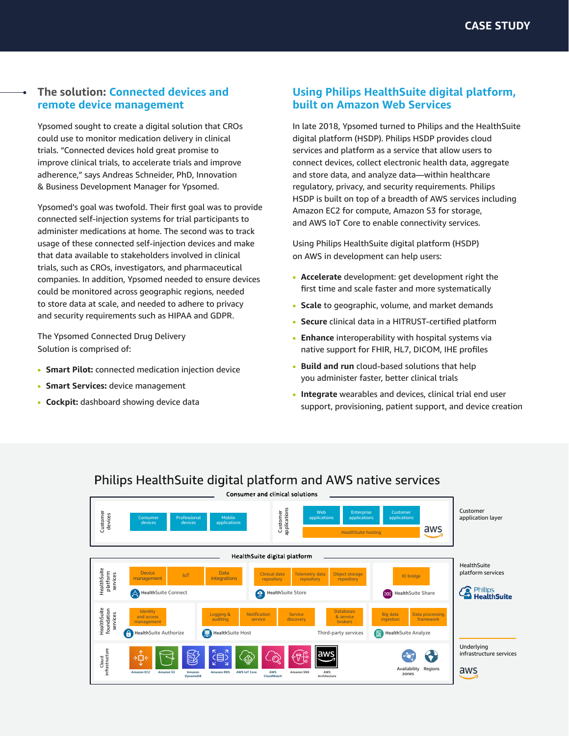## The solution: Connected devices and remote device management

Ypsomed sought to create a digital solution that CROs could use to monitor medication delivery in clinical trials. "Connected devices hold great promise to improve clinical trials, to accelerate trials and improve adherence," says Andreas Schneider, PhD, Innovation & Business Development Manager for Ypsomed.

Ypsomed's goal was twofold. Their first goal was to provide connected self-injection systems for trial participants to administer medications at home. The second was to track usage of these connected self-injection devices and make that data available to stakeholders involved in clinical trials, such as CROs, investigators, and pharmaceutical companies. In addition, Ypsomed needed to ensure devices could be monitored across geographic regions, needed to store data at scale, and needed to adhere to privacy and security requirements such as HIPAA and GDPR.

The Ypsomed Connected Drug Delivery Solution is comprised of:

- **Smart Pilot:** connected medication injection device
- **Smart Services:** device management
- **Cockpit:** dashboard showing device data

## Using Philips HealthSuite digital platform, built on Amazon Web Services

In late 2018, Ypsomed turned to Philips and the HealthSuite digital platform (HSDP). Philips HSDP provides cloud services and platform as a service that allow users to connect devices, collect electronic health data, aggregate and store data, and analyze data—within healthcare regulatory, privacy, and security requirements. Philips HSDP is built on top of a breadth of AWS services including Amazon EC2 for compute, Amazon S3 for storage, and AWS IoT Core to enable connectivity services.

Using Philips HealthSuite digital platform (HSDP) on AWS in development can help users:

- **Accelerate** development: get development right the first time and scale faster and more systematically
- **Scale** to geographic, volume, and market demands
- **Secure** clinical data in a HITRUST-certified platform
- **Enhance** interoperability with hospital systems via native support for FHIR, HL7, DICOM, IHE profiles
- **Build and run** cloud-based solutions that help you administer faster, better clinical trials
- **Integrate** wearables and devices, clinical trial end user support, provisioning, patient support, and device creation

### Philips HealthSuite digital platform and AWS native services

**Consumer and clinical solutions** (Customer application layer)

- Customer devices: Consumer devices, Professional devices, Mobile applications
- Customer applications: Web applications, Enterprise applications, Customer applications; HealthSuite hosting (aws)

**HealthSuite digital platform** (HealthSuite platform services – Philips HealthSuite)

- HealthSuite platform services:
  - HealthSuite Connect: Device management, IoT, Data integrations
  - HealthSuite Store: Clinical data repository, Telemetry data repository, Object storage repository
  - HealthSuite Share: IO bridge
- HealthSuite foundation services:
  - HealthSuite Authorize: Identity and access management
  - HealthSuite Host: Logging & auditing, Notification service, Service discovery
  - Third-party services: Databases & service brokers
  - HealthSuite Analyze: Big data ingestion, Data processing framework

**Cloud infrastructure** (Underlying infrastructure services – aws)

Amazon EC2, Amazon S3, Amazon DynamoDB, Amazon RDS, AWS IoT Core, AWS CloudWatch, Amazon SNS, AWS Architecture, Availability zones, Regions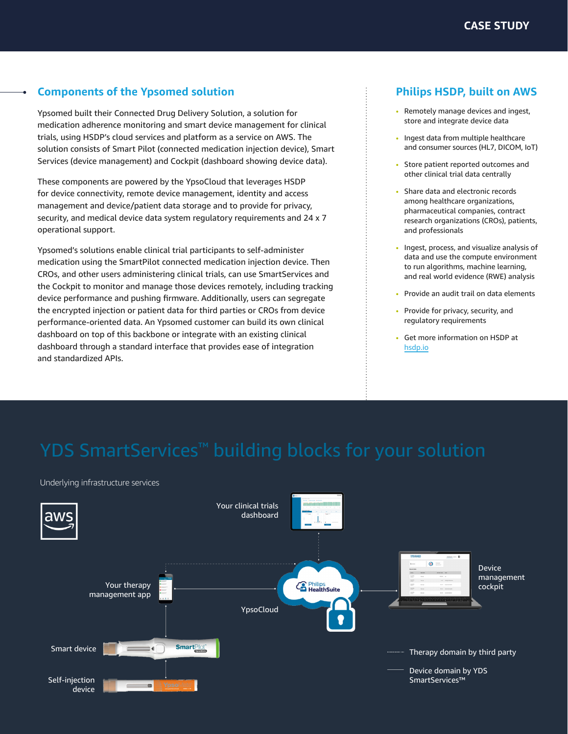## Components of the Ypsomed solution

Ypsomed built their Connected Drug Delivery Solution, a solution for medication adherence monitoring and smart device management for clinical trials, using HSDP's cloud services and platform as a service on AWS. The solution consists of Smart Pilot (connected medication injection device), Smart Services (device management) and Cockpit (dashboard showing device data).

These components are powered by the YpsoCloud that leverages HSDP for device connectivity, remote device management, identity and access management and device/patient data storage and to provide for privacy, security, and medical device data system regulatory requirements and 24 x 7 operational support.

Ypsomed's solutions enable clinical trial participants to self-administer medication using the SmartPilot connected medication injection device. Then CROs, and other users administering clinical trials, can use SmartServices and the Cockpit to monitor and manage those devices remotely, including tracking device performance and pushing firmware. Additionally, users can segregate the encrypted injection or patient data for third parties or CROs from device performance-oriented data. An Ypsomed customer can build its own clinical dashboard on top of this backbone or integrate with an existing clinical dashboard through a standard interface that provides ease of integration and standardized APIs.

## Philips HSDP, built on AWS

- Remotely manage devices and ingest, store and integrate device data
- Ingest data from multiple healthcare and consumer sources (HL7, DICOM, IoT)
- Store patient reported outcomes and other clinical trial data centrally
- Share data and electronic records among healthcare organizations, pharmaceutical companies, contract research organizations (CROs), patients, and professionals
- Ingest, process, and visualize analysis of data and use the compute environment to run algorithms, machine learning, and real world evidence (RWE) analysis
- Provide an audit trail on data elements
- Provide for privacy, security, and regulatory requirements
- Get more information on HSDP at [hsdp.io](https://hsdp.io)

## YDS SmartServices™ building blocks for your solution

Underlying infrastructure services

aws

Your clinical trials dashboard

Your therapy management app

Philips HealthSuite

YpsoCloud

Device management cockpit

Smart device

Self-injection device

Therapy domain by third party

Device domain by YDS SmartServices™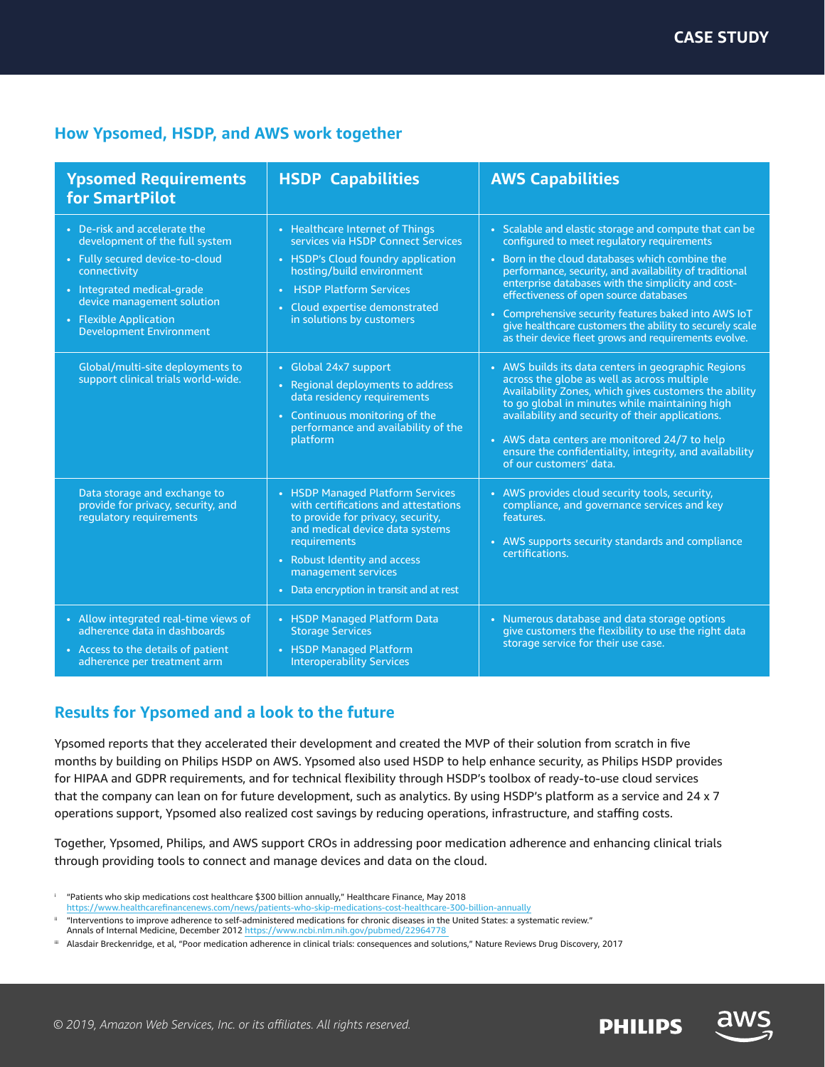## How Ypsomed, HSDP, and AWS work together

| Ypsomed Requirements for SmartPilot | HSDP Capabilities | AWS Capabilities |
|---|---|---|
| • De-risk and accelerate the development of the full system<br>• Fully secured device-to-cloud connectivity<br>• Integrated medical-grade device management solution<br>• Flexible Application Development Environment | • Healthcare Internet of Things services via HSDP Connect Services<br>• HSDP's Cloud foundry application hosting/build environment<br>• HSDP Platform Services<br>• Cloud expertise demonstrated in solutions by customers | • Scalable and elastic storage and compute that can be configured to meet regulatory requirements<br>• Born in the cloud databases which combine the performance, security, and availability of traditional enterprise databases with the simplicity and cost-effectiveness of open source databases<br>• Comprehensive security features baked into AWS IoT give healthcare customers the ability to securely scale as their device fleet grows and requirements evolve. |
| Global/multi-site deployments to support clinical trials world-wide. | • Global 24x7 support<br>• Regional deployments to address data residency requirements<br>• Continuous monitoring of the performance and availability of the platform | • AWS builds its data centers in geographic Regions across the globe as well as across multiple Availability Zones, which gives customers the ability to go global in minutes while maintaining high availability and security of their applications.<br>• AWS data centers are monitored 24/7 to help ensure the confidentiality, integrity, and availability of our customers' data. |
| Data storage and exchange to provide for privacy, security, and regulatory requirements | • HSDP Managed Platform Services with certifications and attestations to provide for privacy, security, and medical device data systems requirements<br>• Robust Identity and access management services<br>• Data encryption in transit and at rest | • AWS provides cloud security tools, security, compliance, and governance services and key features.<br>• AWS supports security standards and compliance certifications. |
| • Allow integrated real-time views of adherence data in dashboards<br>• Access to the details of patient adherence per treatment arm | • HSDP Managed Platform Data Storage Services<br>• HSDP Managed Platform Interoperability Services | • Numerous database and data storage options give customers the flexibility to use the right data storage service for their use case. |

## Results for Ypsomed and a look to the future

Ypsomed reports that they accelerated their development and created the MVP of their solution from scratch in five months by building on Philips HSDP on AWS. Ypsomed also used HSDP to help enhance security, as Philips HSDP provides for HIPAA and GDPR requirements, and for technical flexibility through HSDP's toolbox of ready-to-use cloud services that the company can lean on for future development, such as analytics. By using HSDP's platform as a service and 24 x 7 operations support, Ypsomed also realized cost savings by reducing operations, infrastructure, and staffing costs.

Together, Ypsomed, Philips, and AWS support CROs in addressing poor medication adherence and enhancing clinical trials through providing tools to connect and manage devices and data on the cloud.

[i] "Patients who skip medications cost healthcare $300 billion annually," Healthcare Finance, May 2018 https://www.healthcarefinancenews.com/news/patients-who-skip-medications-cost-healthcare-300-billion-annually

[ii] "Interventions to improve adherence to self-administered medications for chronic diseases in the United States: a systematic review." Annals of Internal Medicine, December 2012 https://www.ncbi.nlm.nih.gov/pubmed/22964778

[iii] Alasdair Breckenridge, et al, "Poor medication adherence in clinical trials: consequences and solutions," Nature Reviews Drug Discovery, 2017

*© 2019, Amazon Web Services, Inc. or its affiliates. All rights reserved.*